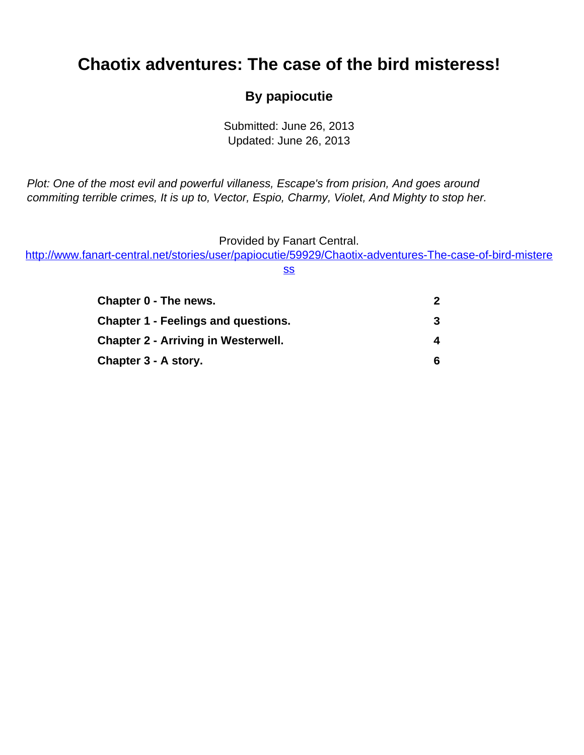# Chaotix adventures: The case of the bird misteress!

### By papiocutie

Submitted: June 26, 2013
Updated: June 26, 2013

*Plot: One of the most evil and powerful villaness, Escape's from prision, And goes around commiting terrible crimes, It is up to, Vector, Espio, Charmy, Violet, And Mighty to stop her.*

Provided by Fanart Central.
[http://www.fanart-central.net/stories/user/papiocutie/59929/Chaotix-adventures-The-case-of-bird-misteress](http://www.fanart-central.net/stories/user/papiocutie/59929/Chaotix-adventures-The-case-of-bird-misteress)

| | |
|---|---|
| **Chapter 0 - The news.** | **2** |
| **Chapter 1 - Feelings and questions.** | **3** |
| **Chapter 2 - Arriving in Westerwell.** | **4** |
| **Chapter 3 - A story.** | **6** |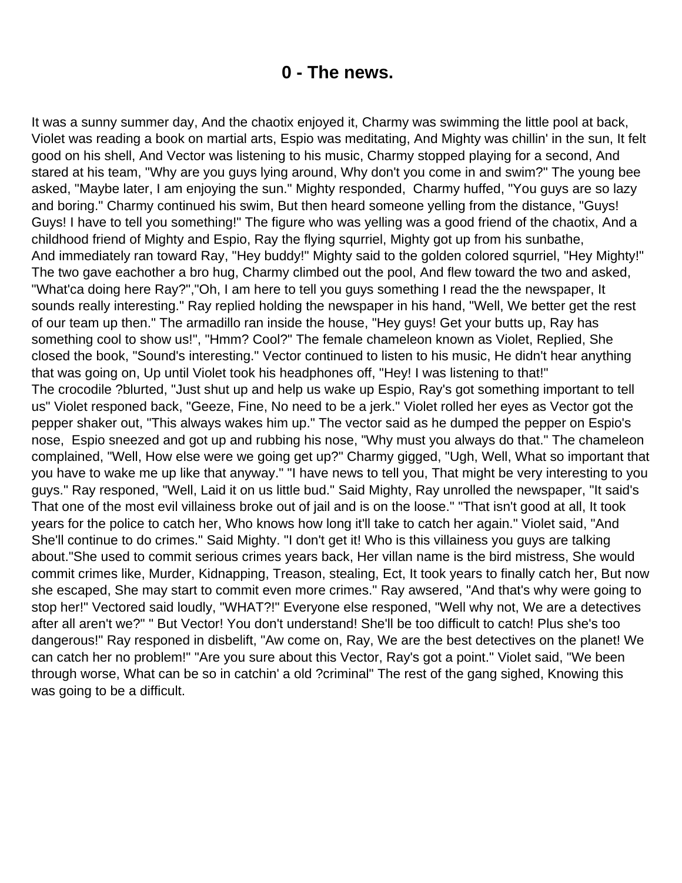# 0 - The news.

It was a sunny summer day, And the chaotix enjoyed it, Charmy was swimming the little pool at back, Violet was reading a book on martial arts, Espio was meditating, And Mighty was chillin' in the sun, It felt good on his shell, And Vector was listening to his music, Charmy stopped playing for a second, And stared at his team, "Why are you guys lying around, Why don't you come in and swim?" The young bee asked, "Maybe later, I am enjoying the sun." Mighty responded, Charmy huffed, "You guys are so lazy and boring." Charmy continued his swim, But then heard someone yelling from the distance, "Guys! Guys! I have to tell you something!" The figure who was yelling was a good friend of the chaotix, And a childhood friend of Mighty and Espio, Ray the flying squrriel, Mighty got up from his sunbathe, And immediately ran toward Ray, "Hey buddy!" Mighty said to the golden colored squrriel, "Hey Mighty!" The two gave eachother a bro hug, Charmy climbed out the pool, And flew toward the two and asked, "What'ca doing here Ray?","Oh, I am here to tell you guys something I read the the newspaper, It sounds really interesting." Ray replied holding the newspaper in his hand, "Well, We better get the rest of our team up then." The armadillo ran inside the house, "Hey guys! Get your butts up, Ray has something cool to show us!", "Hmm? Cool?" The female chameleon known as Violet, Replied, She closed the book, "Sound's interesting." Vector continued to listen to his music, He didn't hear anything that was going on, Up until Violet took his headphones off, "Hey! I was listening to that!" The crocodile ?blurted, "Just shut up and help us wake up Espio, Ray's got something important to tell us" Violet responed back, "Geeze, Fine, No need to be a jerk." Violet rolled her eyes as Vector got the pepper shaker out, "This always wakes him up." The vector said as he dumped the pepper on Espio's nose, Espio sneezed and got up and rubbing his nose, "Why must you always do that." The chameleon complained, "Well, How else were we going get up?" Charmy gigged, "Ugh, Well, What so important that you have to wake me up like that anyway." "I have news to tell you, That might be very interesting to you guys." Ray responed, "Well, Laid it on us little bud." Said Mighty, Ray unrolled the newspaper, "It said's That one of the most evil villainess broke out of jail and is on the loose." "That isn't good at all, It took years for the police to catch her, Who knows how long it'll take to catch her again." Violet said, "And She'll continue to do crimes." Said Mighty. "I don't get it! Who is this villainess you guys are talking about."She used to commit serious crimes years back, Her villan name is the bird mistress, She would commit crimes like, Murder, Kidnapping, Treason, stealing, Ect, It took years to finally catch her, But now she escaped, She may start to commit even more crimes." Ray awsered, "And that's why were going to stop her!" Vectored said loudly, "WHAT?!" Everyone else responed, "Well why not, We are a detectives after all aren't we?" " But Vector! You don't understand! She'll be too difficult to catch! Plus she's too dangerous!" Ray responed in disbelift, "Aw come on, Ray, We are the best detectives on the planet! We can catch her no problem!" "Are you sure about this Vector, Ray's got a point." Violet said, "We been through worse, What can be so in catchin' a old ?criminal" The rest of the gang sighed, Knowing this was going to be a difficult.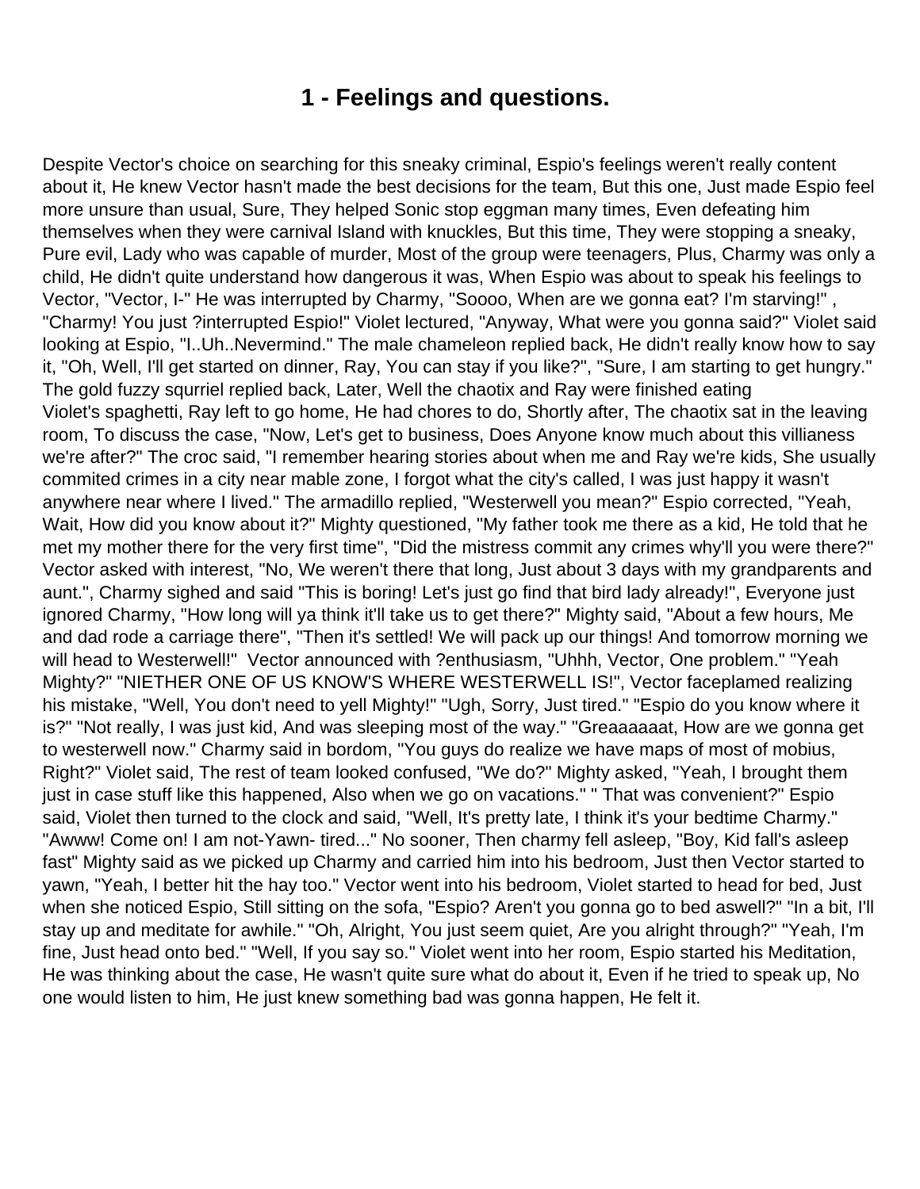# 1 - Feelings and questions.

Despite Vector's choice on searching for this sneaky criminal, Espio's feelings weren't really content about it, He knew Vector hasn't made the best decisions for the team, But this one, Just made Espio feel more unsure than usual, Sure, They helped Sonic stop eggman many times, Even defeating him themselves when they were carnival Island with knuckles, But this time, They were stopping a sneaky, Pure evil, Lady who was capable of murder, Most of the group were teenagers, Plus, Charmy was only a child, He didn't quite understand how dangerous it was, When Espio was about to speak his feelings to Vector, "Vector, I-" He was interrupted by Charmy, "Soooo, When are we gonna eat? I'm starving!" , "Charmy! You just ?interrupted Espio!" Violet lectured, "Anyway, What were you gonna said?" Violet said looking at Espio, "I..Uh..Nevermind." The male chameleon replied back, He didn't really know how to say it, "Oh, Well, I'll get started on dinner, Ray, You can stay if you like?", "Sure, I am starting to get hungry." The gold fuzzy squrriel replied back, Later, Well the chaotix and Ray were finished eating Violet's spaghetti, Ray left to go home, He had chores to do, Shortly after, The chaotix sat in the leaving room, To discuss the case, "Now, Let's get to business, Does Anyone know much about this villianess we're after?" The croc said, "I remember hearing stories about when me and Ray we're kids, She usually commited crimes in a city near mable zone, I forgot what the city's called, I was just happy it wasn't anywhere near where I lived." The armadillo replied, "Westerwell you mean?" Espio corrected, "Yeah, Wait, How did you know about it?" Mighty questioned, "My father took me there as a kid, He told that he met my mother there for the very first time", "Did the mistress commit any crimes why'll you were there?" Vector asked with interest, "No, We weren't there that long, Just about 3 days with my grandparents and aunt.", Charmy sighed and said "This is boring! Let's just go find that bird lady already!", Everyone just ignored Charmy, "How long will ya think it'll take us to get there?" Mighty said, "About a few hours, Me and dad rode a carriage there", "Then it's settled! We will pack up our things! And tomorrow morning we will head to Westerwell!" Vector announced with ?enthusiasm, "Uhhh, Vector, One problem." "Yeah Mighty?" "NIETHER ONE OF US KNOW'S WHERE WESTERWELL IS!", Vector faceplamed realizing his mistake, "Well, You don't need to yell Mighty!" "Ugh, Sorry, Just tired." "Espio do you know where it is?" "Not really, I was just kid, And was sleeping most of the way." "Greaaaaaat, How are we gonna get to westerwell now." Charmy said in bordom, "You guys do realize we have maps of most of mobius, Right?" Violet said, The rest of team looked confused, "We do?" Mighty asked, "Yeah, I brought them just in case stuff like this happened, Also when we go on vacations." " That was convenient?" Espio said, Violet then turned to the clock and said, "Well, It's pretty late, I think it's your bedtime Charmy." "Awww! Come on! I am not-Yawn- tired..." No sooner, Then charmy fell asleep, "Boy, Kid fall's asleep fast" Mighty said as we picked up Charmy and carried him into his bedroom, Just then Vector started to yawn, "Yeah, I better hit the hay too." Vector went into his bedroom, Violet started to head for bed, Just when she noticed Espio, Still sitting on the sofa, "Espio? Aren't you gonna go to bed aswell?" "In a bit, I'll stay up and meditate for awhile." "Oh, Alright, You just seem quiet, Are you alright through?" "Yeah, I'm fine, Just head onto bed." "Well, If you say so." Violet went into her room, Espio started his Meditation, He was thinking about the case, He wasn't quite sure what do about it, Even if he tried to speak up, No one would listen to him, He just knew something bad was gonna happen, He felt it.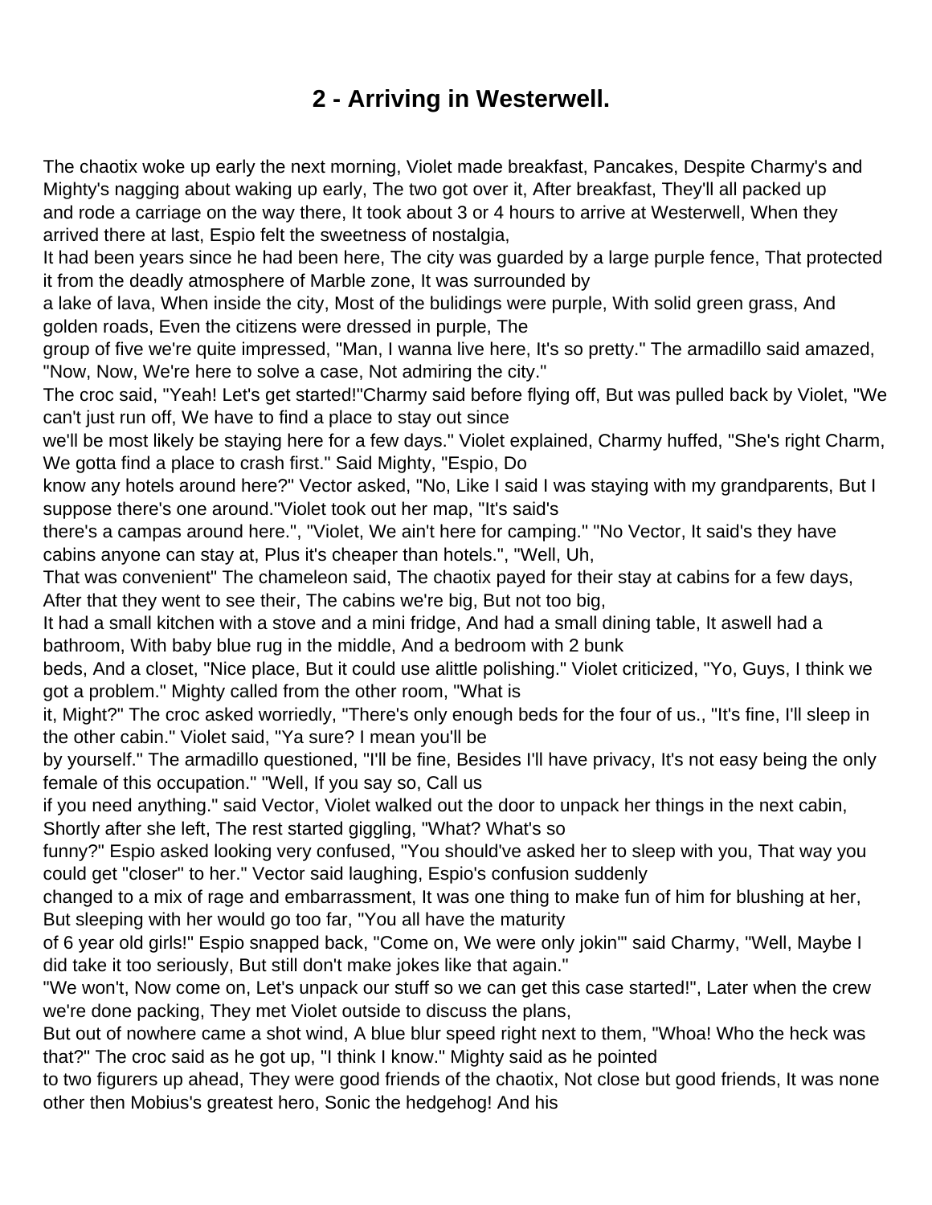# 2 - Arriving in Westerwell.

The chaotix woke up early the next morning, Violet made breakfast, Pancakes, Despite Charmy's and Mighty's nagging about waking up early, The two got over it, After breakfast, They'll all packed up and rode a carriage on the way there, It took about 3 or 4 hours to arrive at Westerwell, When they arrived there at last, Espio felt the sweetness of nostalgia,
It had been years since he had been here, The city was guarded by a large purple fence, That protected it from the deadly atmosphere of Marble zone, It was surrounded by a lake of lava, When inside the city, Most of the bulidings were purple, With solid green grass, And golden roads, Even the citizens were dressed in purple, The group of five we're quite impressed, "Man, I wanna live here, It's so pretty." The armadillo said amazed, "Now, Now, We're here to solve a case, Not admiring the city."
The croc said, "Yeah! Let's get started!"Charmy said before flying off, But was pulled back by Violet, "We can't just run off, We have to find a place to stay out since we'll be most likely be staying here for a few days." Violet explained, Charmy huffed, "She's right Charm, We gotta find a place to crash first." Said Mighty, "Espio, Do know any hotels around here?" Vector asked, "No, Like I said I was staying with my grandparents, But I suppose there's one around."Violet took out her map, "It's said's there's a campas around here.", "Violet, We ain't here for camping." "No Vector, It said's they have cabins anyone can stay at, Plus it's cheaper than hotels.", "Well, Uh, That was convenient" The chameleon said, The chaotix payed for their stay at cabins for a few days, After that they went to see their, The cabins we're big, But not too big,
It had a small kitchen with a stove and a mini fridge, And had a small dining table, It aswell had a bathroom, With baby blue rug in the middle, And a bedroom with 2 bunk beds, And a closet, "Nice place, But it could use alittle polishing." Violet criticized, "Yo, Guys, I think we got a problem." Mighty called from the other room, "What is it, Might?" The croc asked worriedly, "There's only enough beds for the four of us., "It's fine, I'll sleep in the other cabin." Violet said, "Ya sure? I mean you'll be by yourself." The armadillo questioned, "I'll be fine, Besides I'll have privacy, It's not easy being the only female of this occupation." "Well, If you say so, Call us if you need anything." said Vector, Violet walked out the door to unpack her things in the next cabin, Shortly after she left, The rest started giggling, "What? What's so funny?" Espio asked looking very confused, "You should've asked her to sleep with you, That way you could get "closer" to her." Vector said laughing, Espio's confusion suddenly changed to a mix of rage and embarrassment, It was one thing to make fun of him for blushing at her, But sleeping with her would go too far, "You all have the maturity of 6 year old girls!" Espio snapped back, "Come on, We were only jokin'" said Charmy, "Well, Maybe I did take it too seriously, But still don't make jokes like that again."
"We won't, Now come on, Let's unpack our stuff so we can get this case started!", Later when the crew we're done packing, They met Violet outside to discuss the plans,
But out of nowhere came a shot wind, A blue blur speed right next to them, "Whoa! Who the heck was that?" The croc said as he got up, "I think I know." Mighty said as he pointed to two figurers up ahead, They were good friends of the chaotix, Not close but good friends, It was none other then Mobius's greatest hero, Sonic the hedgehog! And his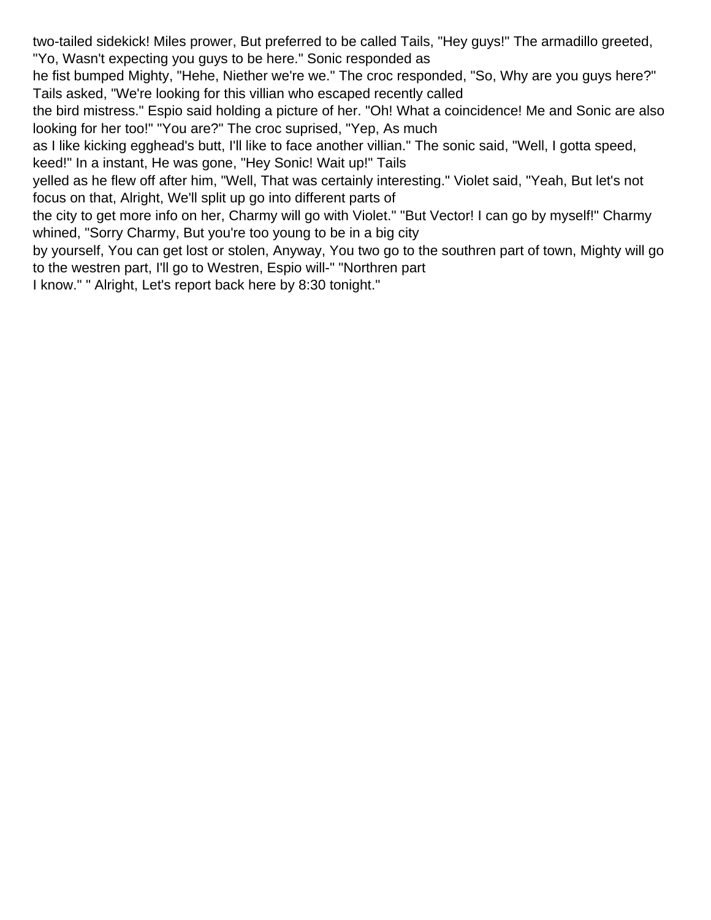two-tailed sidekick! Miles prower, But preferred to be called Tails, "Hey guys!" The armadillo greeted, "Yo, Wasn't expecting you guys to be here." Sonic responded as he fist bumped Mighty, "Hehe, Niether we're we." The croc responded, "So, Why are you guys here?" Tails asked, "We're looking for this villian who escaped recently called the bird mistress." Espio said holding a picture of her. "Oh! What a coincidence! Me and Sonic are also looking for her too!" "You are?" The croc suprised, "Yep, As much as I like kicking egghead's butt, I'll like to face another villian." The sonic said, "Well, I gotta speed, keed!" In a instant, He was gone, "Hey Sonic! Wait up!" Tails yelled as he flew off after him, "Well, That was certainly interesting." Violet said, "Yeah, But let's not focus on that, Alright, We'll split up go into different parts of the city to get more info on her, Charmy will go with Violet." "But Vector! I can go by myself!" Charmy whined, "Sorry Charmy, But you're too young to be in a big city by yourself, You can get lost or stolen, Anyway, You two go to the southren part of town, Mighty will go to the westren part, I'll go to Westren, Espio will-" "Northren part I know." " Alright, Let's report back here by 8:30 tonight."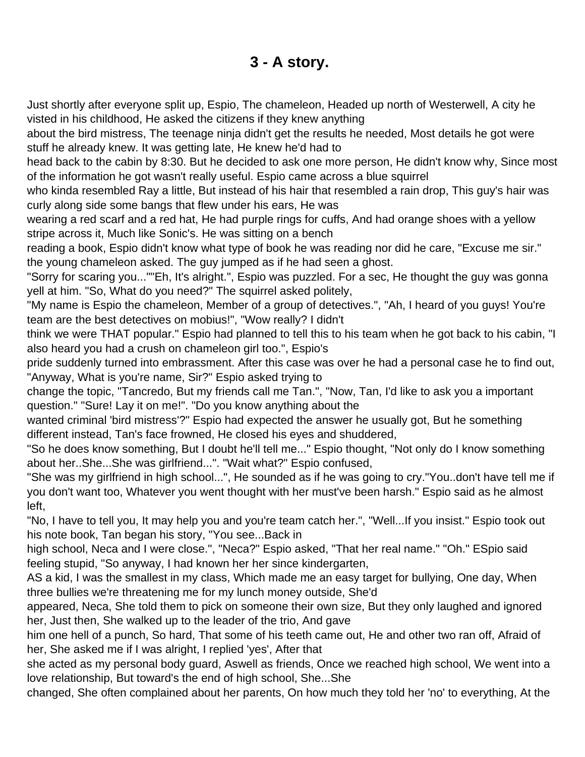# 3 - A story.

Just shortly after everyone split up, Espio, The chameleon, Headed up north of Westerwell, A city he visted in his childhood, He asked the citizens if they knew anything about the bird mistress, The teenage ninja didn't get the results he needed, Most details he got were stuff he already knew. It was getting late, He knew he'd had to head back to the cabin by 8:30. But he decided to ask one more person, He didn't know why, Since most of the information he got wasn't really useful. Espio came across a blue squirrel who kinda resembled Ray a little, But instead of his hair that resembled a rain drop, This guy's hair was curly along side some bangs that flew under his ears, He was wearing a red scarf and a red hat, He had purple rings for cuffs, And had orange shoes with a yellow stripe across it, Much like Sonic's. He was sitting on a bench reading a book, Espio didn't know what type of book he was reading nor did he care, "Excuse me sir." the young chameleon asked. The guy jumped as if he had seen a ghost.

"Sorry for scaring you...""Eh, It's alright.", Espio was puzzled. For a sec, He thought the guy was gonna yell at him. "So, What do you need?" The squirrel asked politely,

"My name is Espio the chameleon, Member of a group of detectives.", "Ah, I heard of you guys! You're team are the best detectives on mobius!", "Wow really? I didn't think we were THAT popular." Espio had planned to tell this to his team when he got back to his cabin, "I also heard you had a crush on chameleon girl too.", Espio's pride suddenly turned into embrassment. After this case was over he had a personal case he to find out, "Anyway, What is you're name, Sir?" Espio asked trying to change the topic, "Tancredo, But my friends call me Tan.", "Now, Tan, I'd like to ask you a important question." "Sure! Lay it on me!". "Do you know anything about the wanted criminal 'bird mistress'?" Espio had expected the answer he usually got, But he something different instead, Tan's face frowned, He closed his eyes and shuddered,

"So he does know something, But I doubt he'll tell me..." Espio thought, "Not only do I know something about her..She...She was girlfriend...". "Wait what?" Espio confused,

"She was my girlfriend in high school...", He sounded as if he was going to cry."You..don't have tell me if you don't want too, Whatever you went thought with her must've been harsh." Espio said as he almost left,

"No, I have to tell you, It may help you and you're team catch her.", "Well...If you insist." Espio took out his note book, Tan began his story, "You see...Back in high school, Neca and I were close.", "Neca?" Espio asked, "That her real name." "Oh." ESpio said feeling stupid, "So anyway, I had known her her since kindergarten,

AS a kid, I was the smallest in my class, Which made me an easy target for bullying, One day, When three bullies we're threatening me for my lunch money outside, She'd appeared, Neca, She told them to pick on someone their own size, But they only laughed and ignored her, Just then, She walked up to the leader of the trio, And gave him one hell of a punch, So hard, That some of his teeth came out, He and other two ran off, Afraid of her, She asked me if I was alright, I replied 'yes', After that she acted as my personal body guard, Aswell as friends, Once we reached high school, We went into a love relationship, But toward's the end of high school, She...She changed, She often complained about her parents, On how much they told her 'no' to everything, At the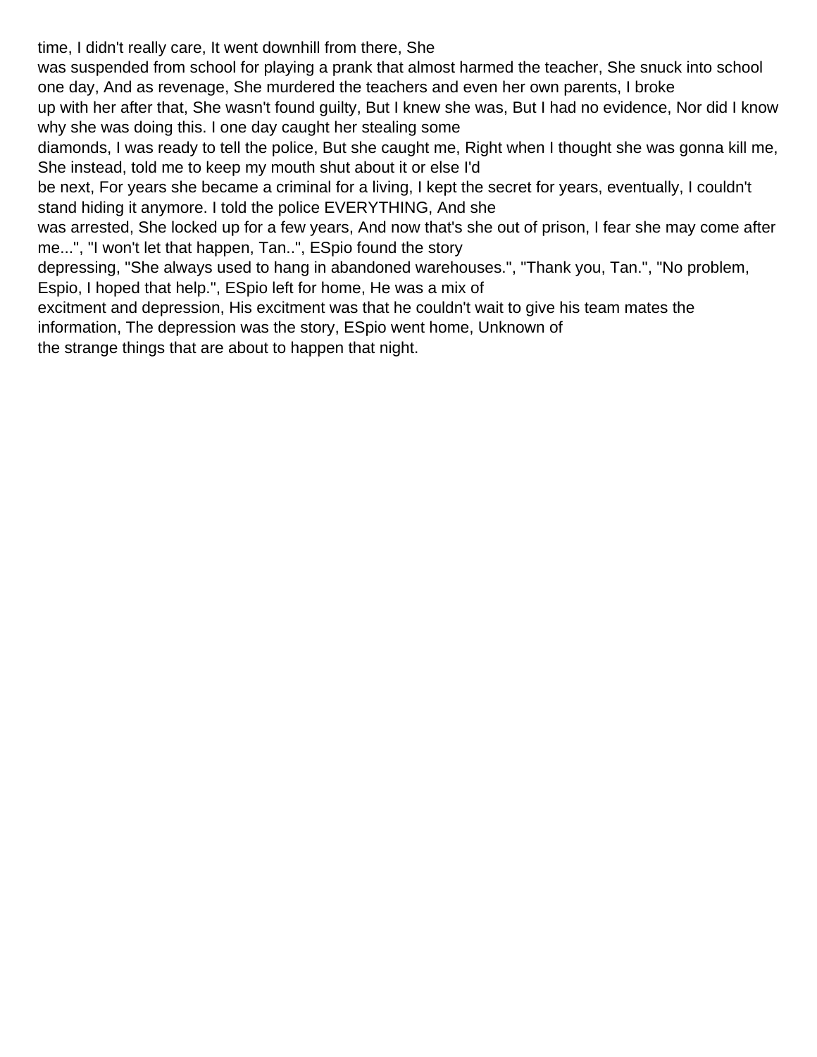time, I didn't really care, It went downhill from there, She was suspended from school for playing a prank that almost harmed the teacher, She snuck into school one day, And as revenage, She murdered the teachers and even her own parents, I broke up with her after that, She wasn't found guilty, But I knew she was, But I had no evidence, Nor did I know why she was doing this. I one day caught her stealing some diamonds, I was ready to tell the police, But she caught me, Right when I thought she was gonna kill me, She instead, told me to keep my mouth shut about it or else I'd be next, For years she became a criminal for a living, I kept the secret for years, eventually, I couldn't stand hiding it anymore. I told the police EVERYTHING, And she was arrested, She locked up for a few years, And now that's she out of prison, I fear she may come after me...", "I won't let that happen, Tan..", ESpio found the story depressing, "She always used to hang in abandoned warehouses.", "Thank you, Tan.", "No problem, Espio, I hoped that help.", ESpio left for home, He was a mix of excitment and depression, His excitment was that he couldn't wait to give his team mates the information, The depression was the story, ESpio went home, Unknown of the strange things that are about to happen that night.